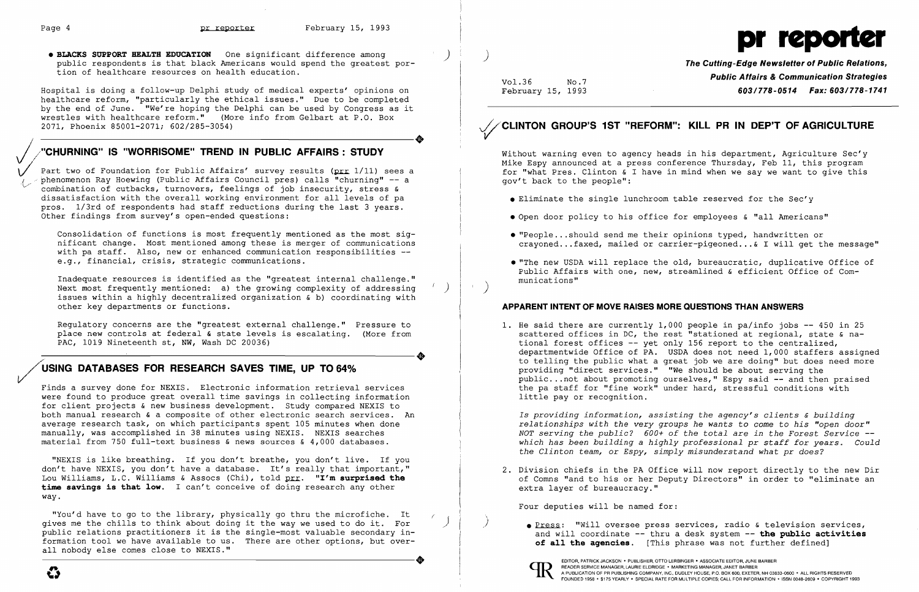- **BLACKS SUPPORT HEALTH EDUCATION** One significant difference among public respondents is that black Americans would spend the greatest portion of healthcare resources on health education.

Hospital is doing a follow-up Delphi study of medical experts' opinions on healthcare reform, "particularly the ethical issues." Due to be completed by the end of June. "We're hoping the Delphi can be used by Congress as it wrestles with healthcare reform." (More info from Gelbart at P.O. Box 2071, Phoenix 85001-2071; 602/285-3054)

## "CHURNING" IS "WORRISOME" TREND IN PUBLIC AFFAIRS : STUDY

Part two of Foundation for Public Affairs' survey results (prr 1/11) sees a phenomenon Ray Hoewing (Public Affairs Council pres) calls "churning" -- a combination of cutbacks, turnovers, feelings of job insecurity, stress & dissatisfaction with the overall working environment for all levels of pa pros. 1/3rd of respondents had staff reductions during the last 3 years. Other findings from survey's open-ended questions:

Consolidation of functions is most frequently mentioned as the most significant change. Most mentioned among these is merger of communications with pa staff. Also, new or enhanced communication responsibilities -- e.g., financial, crisis, strategic communications.

Inadequate resources is identified as the "greatest internal challenge." Next most frequently mentioned: a) the growing complexity of addressing issues within a highly decentralized organization & b) coordinating with other key departments or functions.

Regulatory concerns are the "greatest external challenge." Pressure to place new controls at federal & state levels is escalating. (More from PAC, 1019 Nineteenth st, NW, Wash DC 20036)

## USING DATABASES FOR RESEARCH SAVES TIME, UP TO 64%

Finds a survey done for NEXIS. Electronic information retrieval services were found to produce great overall time savings in collecting information for client projects & new business development. Study compared NEXIS to both manual research & a composite of other electronic search services. An average research task, on which participants spent 105 minutes when done manually, was accomplished in 38 minutes using NEXIS. NEXIS searches material from 750 full-text business & news sources & 4,000 databases.

"NEXIS is like breathing. If you don't breathe, you don't live. If you don't have NEXIS, you don't have a database. It's really that important," Lou Williams, L.C. Williams & Assocs (Chi), told prr. **"I'm surprised the time savings is that low.** I can't conceive of doing research any other way.

"You'd have to go to the library, physically go thru the microfiche. It gives me the chills to think about doing it the way we used to do it. For public relations practitioners it is the single-most valuable secondary information tool we have available to us. There are other options, but overall nobody else comes close to NEXIS."

# pr reporter

***The Cutting-Edge Newsletter of Public Relations, Public Affairs & Communication Strategies***

***603/778-0514 Fax: 603/778-1741***

Vol.36 No.7
February 15, 1993

## CLINTON GROUP'S 1ST "REFORM": KILL PR IN DEP'T OF AGRICULTURE

Without warning even to agency heads in his department, Agriculture Sec'y Mike Espy announced at a press conference Thursday, Feb 11, this program for "what Pres. Clinton & I have in mind when we say we want to give this gov't back to the people":

- Eliminate the single lunchroom table reserved for the Sec'y
- Open door policy to his office for employees & "all Americans"
- "People...should send me their opinions typed, handwritten or crayoned...faxed, mailed or carrier-pigeoned...& I will get the message"
- "The new USDA will replace the old, bureaucratic, duplicative Office of Public Affairs with one, new, streamlined & efficient Office of Communications"

### APPARENT INTENT OF MOVE RAISES MORE QUESTIONS THAN ANSWERS

1. He said there are currently 1,000 people in pa/info jobs -- 450 in 25 scattered offices in DC, the rest "stationed at regional, state & national forest offices -- yet only 156 report to the centralized, departmentwide Office of PA. USDA does not need 1,000 staffers assigned to telling the public what a great job we are doing" but does need more providing "direct services." "We should be about serving the public...not about promoting ourselves," Espy said -- and then praised the pa staff for "fine work" under hard, stressful conditions with little pay or recognition.

   *Is providing information, assisting the agency's clients & building relationships with the very groups he wants to come to his "open door" NOT serving the public? 600+ of the total are in the Forest Service -- which has been building a highly professional pr staff for years. Could the Clinton team, or Espy, simply misunderstand what pr does?*

2. Division chiefs in the PA Office will now report directly to the new Dir of Comns "and to his or her Deputy Directors" in order to "eliminate an extra layer of bureaucracy."

   Four deputies will be named for:

   - Press: "Will oversee press services, radio & television services, and will coordinate -- thru a desk system -- **the public activities of all the agencies.** [This phrase was not further defined]

EDITOR, PATRICK JACKSON • PUBLISHER, OTTO LERBINGER • ASSOCIATE EDITOR, JUNE BARBER
READER SERVICE MANAGER, LAURIE ELDRIDGE • MARKETING MANAGER, JANET BARBER
A PUBLICATION OF PR PUBLISHING COMPANY, INC. DUDLEY HOUSE, P.O. BOX 600, EXETER, NH 03833-0600 • ALL RIGHTS RESERVED
FOUNDED 1958 • $175 YEARLY • SPECIAL RATE FOR MULTIPLE COPIES: CALL FOR INFORMATION • ISSN 0048-2609 • COPYRIGHT 1993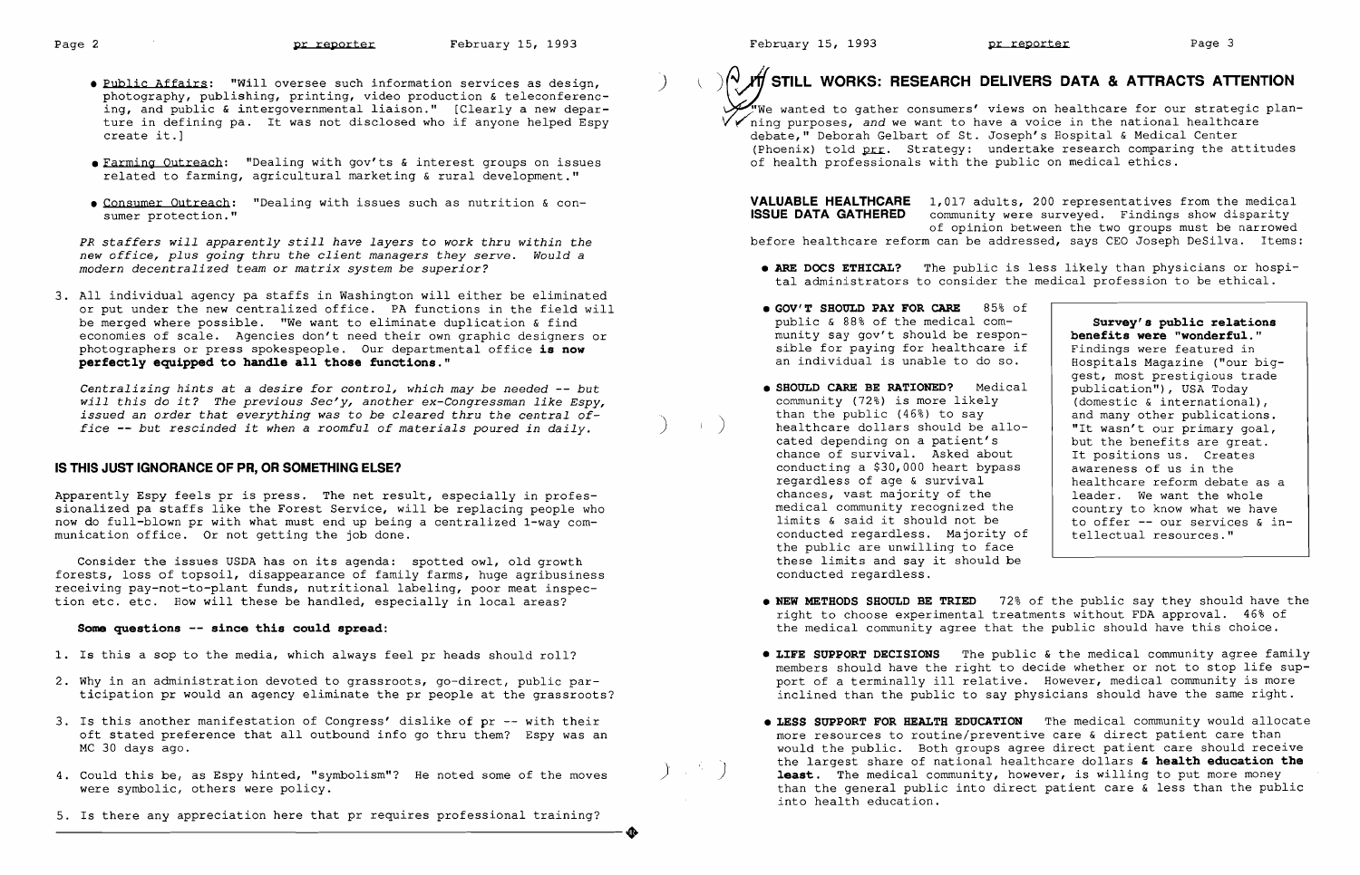- Public Affairs: "Will oversee such information services as design, photography, publishing, printing, video production & teleconferencing, and public & intergovernmental liaison." [Clearly a new departure in defining pa. It was not disclosed who if anyone helped Espy create it.]

- Farming Outreach: "Dealing with gov'ts & interest groups on issues related to farming, agricultural marketing & rural development."

- Consumer Outreach: "Dealing with issues such as nutrition & consumer protection."

*PR staffers will apparently still have layers to work thru within the new office, plus going thru the client managers they serve. Would a modern decentralized team or matrix system be superior?*

3. All individual agency pa staffs in Washington will either be eliminated or put under the new centralized office. PA functions in the field will be merged where possible. "We want to eliminate duplication & find economies of scale. Agencies don't need their own graphic designers or photographers or press spokespeople. Our departmental office **is now perfectly equipped to handle all those functions.**"

*Centralizing hints at a desire for control, which may be needed -- but will this do it? The previous Sec'y, another ex-Congressman like Espy, issued an order that everything was to be cleared thru the central office -- but rescinded it when a roomful of materials poured in daily.*

## IS THIS JUST IGNORANCE OF PR, OR SOMETHING ELSE?

Apparently Espy feels pr is press. The net result, especially in professionalized pa staffs like the Forest Service, will be replacing people who now do full-blown pr with what must end up being a centralized 1-way communication office. Or not getting the job done.

Consider the issues USDA has on its agenda: spotted owl, old growth forests, loss of topsoil, disappearance of family farms, huge agribusiness receiving pay-not-to-plant funds, nutritional labeling, poor meat inspection etc. etc. How will these be handled, especially in local areas?

**Some questions -- since this could spread:**

1. Is this a sop to the media, which always feel pr heads should roll?
2. Why in an administration devoted to grassroots, go-direct, public participation pr would an agency eliminate the pr people at the grassroots?
3. Is this another manifestation of Congress' dislike of pr -- with their oft stated preference that all outbound info go thru them? Espy was an MC 30 days ago.
4. Could this be, as Espy hinted, "symbolism"? He noted some of the moves were symbolic, others were policy.
5. Is there any appreciation here that pr requires professional training?

## IT STILL WORKS: RESEARCH DELIVERS DATA & ATTRACTS ATTENTION

"We wanted to gather consumers' views on healthcare for our strategic planning purposes, *and* we want to have a voice in the national healthcare debate," Deborah Gelbart of St. Joseph's Hospital & Medical Center (Phoenix) told prr. Strategy: undertake research comparing the attitudes of health professionals with the public on medical ethics.

**VALUABLE HEALTHCARE ISSUE DATA GATHERED** 1,017 adults, 200 representatives from the medical community were surveyed. Findings show disparity of opinion between the two groups must be narrowed before healthcare reform can be addressed, says CEO Joseph DeSilva. Items:

- **ARE DOCS ETHICAL?** The public is less likely than physicians or hospital administrators to consider the medical profession to be ethical.

- **GOV'T SHOULD PAY FOR CARE** 85% of public & 88% of the medical community say gov't should be responsible for paying for healthcare if an individual is unable to do so.

- **SHOULD CARE BE RATIONED?** Medical community (72%) is more likely than the public (46%) to say healthcare dollars should be allocated depending on a patient's chance of survival. Asked about conducting a $30,000 heart bypass regardless of age & survival chances, vast majority of the medical community recognized the limits & said it should not be conducted regardless. Majority of the public are unwilling to face these limits and say it should be conducted regardless.

> **Survey's public relations benefits were "wonderful."** Findings were featured in Hospitals Magazine ("our biggest, most prestigious trade publication"), USA Today (domestic & international), and many other publications. "It wasn't our primary goal, but the benefits are great. It positions us. Creates awareness of us in the healthcare reform debate as a leader. We want the whole country to know what we have to offer -- our services & intellectual resources."

- **NEW METHODS SHOULD BE TRIED** 72% of the public say they should have the right to choose experimental treatments without FDA approval. 46% of the medical community agree that the public should have this choice.

- **LIFE SUPPORT DECISIONS** The public & the medical community agree family members should have the right to decide whether or not to stop life support of a terminally ill relative. However, medical community is more inclined than the public to say physicians should have the same right.

- **LESS SUPPORT FOR HEALTH EDUCATION** The medical community would allocate more resources to routine/preventive care & direct patient care than would the public. Both groups agree direct patient care should receive the largest share of national healthcare dollars **& health education the least**. The medical community, however, is willing to put more money than the general public into direct patient care & less than the public into health education.